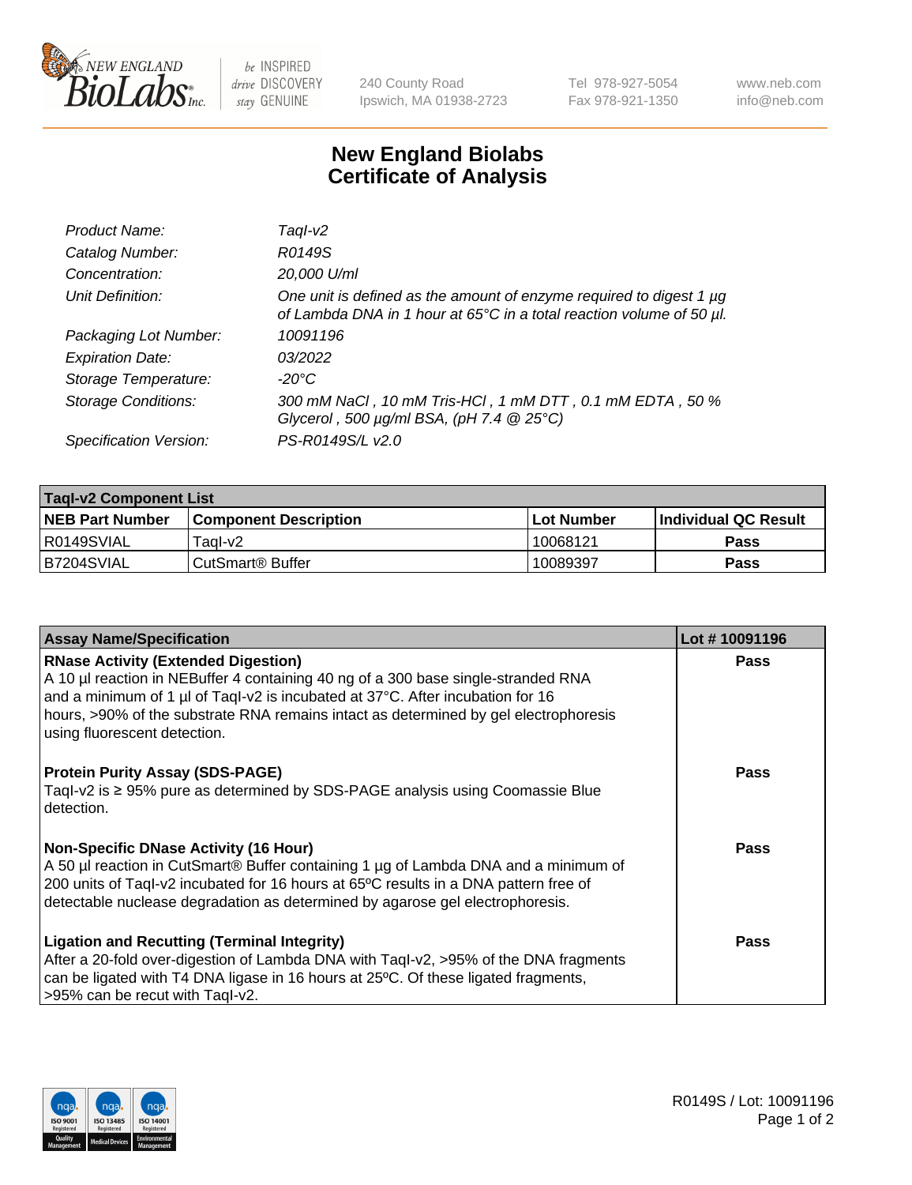# New England Biolabs Certificate of Analysis

| | |
|---|---|
| *Product Name:* | *TaqI-v2* |
| *Catalog Number:* | *R0149S* |
| *Concentration:* | *20,000 U/ml* |
| *Unit Definition:* | *One unit is defined as the amount of enzyme required to digest 1 µg of Lambda DNA in 1 hour at 65°C in a total reaction volume of 50 µl.* |
| *Packaging Lot Number:* | *10091196* |
| *Expiration Date:* | *03/2022* |
| *Storage Temperature:* | *-20°C* |
| *Storage Conditions:* | *300 mM NaCl , 10 mM Tris-HCl , 1 mM DTT , 0.1 mM EDTA , 50 % Glycerol , 500 µg/ml BSA, (pH 7.4 @ 25°C)* |
| *Specification Version:* | *PS-R0149S/L v2.0* |

| **TaqI-v2 Component List** | | | |
|---|---|---|---|
| **NEB Part Number** | **Component Description** | **Lot Number** | **Individual QC Result** |
| R0149SVIAL | TaqI-v2 | 10068121 | **Pass** |
| B7204SVIAL | CutSmart® Buffer | 10089397 | **Pass** |

| **Assay Name/Specification** | **Lot # 10091196** |
|---|---|
| **RNase Activity (Extended Digestion)**<br>A 10 µl reaction in NEBuffer 4 containing 40 ng of a 300 base single-stranded RNA and a minimum of 1 µl of TaqI-v2 is incubated at 37°C. After incubation for 16 hours, >90% of the substrate RNA remains intact as determined by gel electrophoresis using fluorescent detection. | **Pass** |
| **Protein Purity Assay (SDS-PAGE)**<br>TaqI-v2 is ≥ 95% pure as determined by SDS-PAGE analysis using Coomassie Blue detection. | **Pass** |
| **Non-Specific DNase Activity (16 Hour)**<br>A 50 µl reaction in CutSmart® Buffer containing 1 µg of Lambda DNA and a minimum of 200 units of TaqI-v2 incubated for 16 hours at 65ºC results in a DNA pattern free of detectable nuclease degradation as determined by agarose gel electrophoresis. | **Pass** |
| **Ligation and Recutting (Terminal Integrity)**<br>After a 20-fold over-digestion of Lambda DNA with TaqI-v2, >95% of the DNA fragments can be ligated with T4 DNA ligase in 16 hours at 25ºC. Of these ligated fragments, >95% can be recut with TaqI-v2. | **Pass** |

R0149S / Lot: 10091196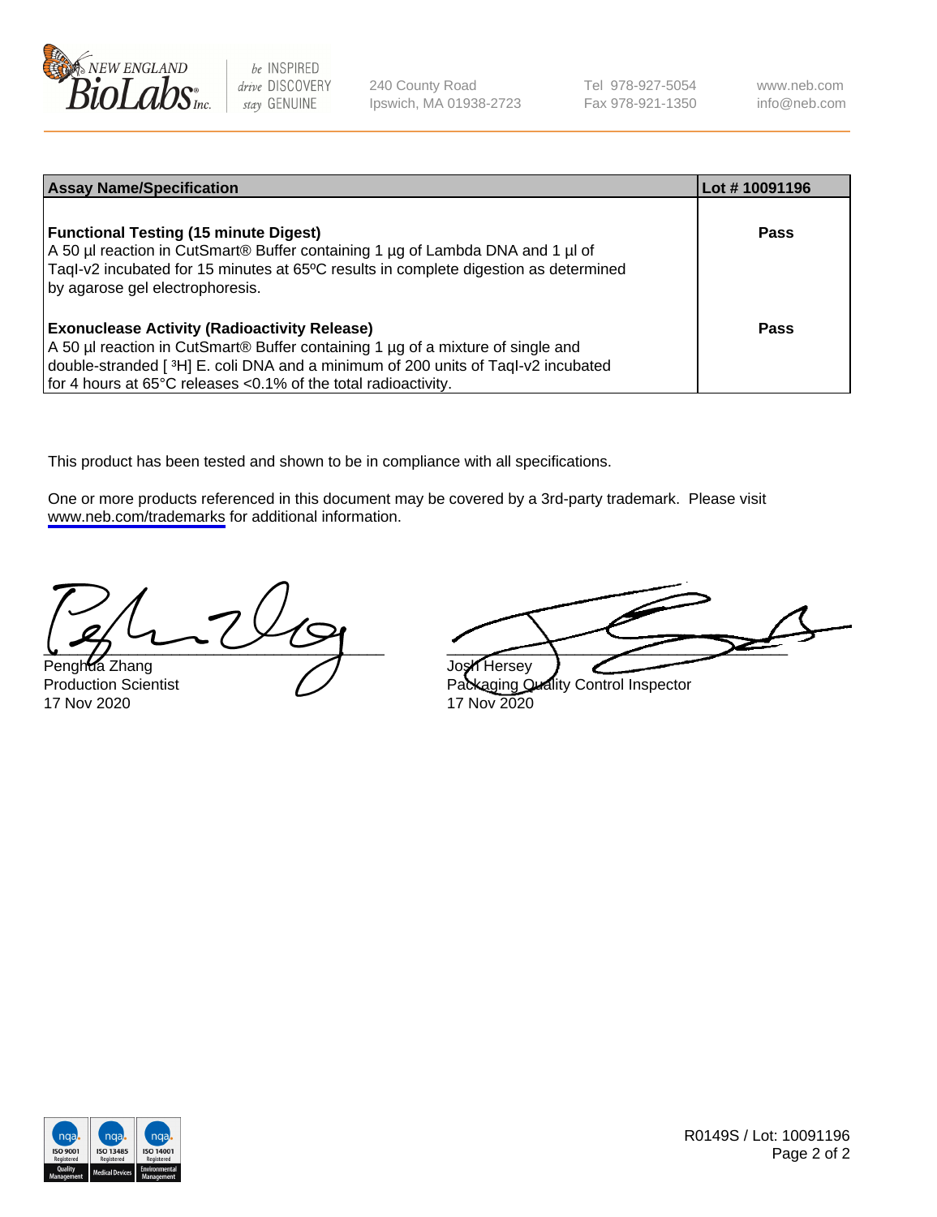| Assay Name/Specification | Lot # 10091196 |
|---|---|
| **Functional Testing (15 minute Digest)**<br>A 50 µl reaction in CutSmart® Buffer containing 1 µg of Lambda DNA and 1 µl of TaqI-v2 incubated for 15 minutes at 65ºC results in complete digestion as determined by agarose gel electrophoresis. | **Pass** |
| **Exonuclease Activity (Radioactivity Release)**<br>A 50 µl reaction in CutSmart® Buffer containing 1 µg of a mixture of single and double-stranded [ $^3$H] E. coli DNA and a minimum of 200 units of TaqI-v2 incubated for 4 hours at 65°C releases <0.1% of the total radioactivity. | **Pass** |

This product has been tested and shown to be in compliance with all specifications.

One or more products referenced in this document may be covered by a 3rd-party trademark. Please visit www.neb.com/trademarks for additional information.

Penghua Zhang
Production Scientist
17 Nov 2020

Josh Hersey
Packaging Quality Control Inspector
17 Nov 2020

R0149S / Lot: 10091196